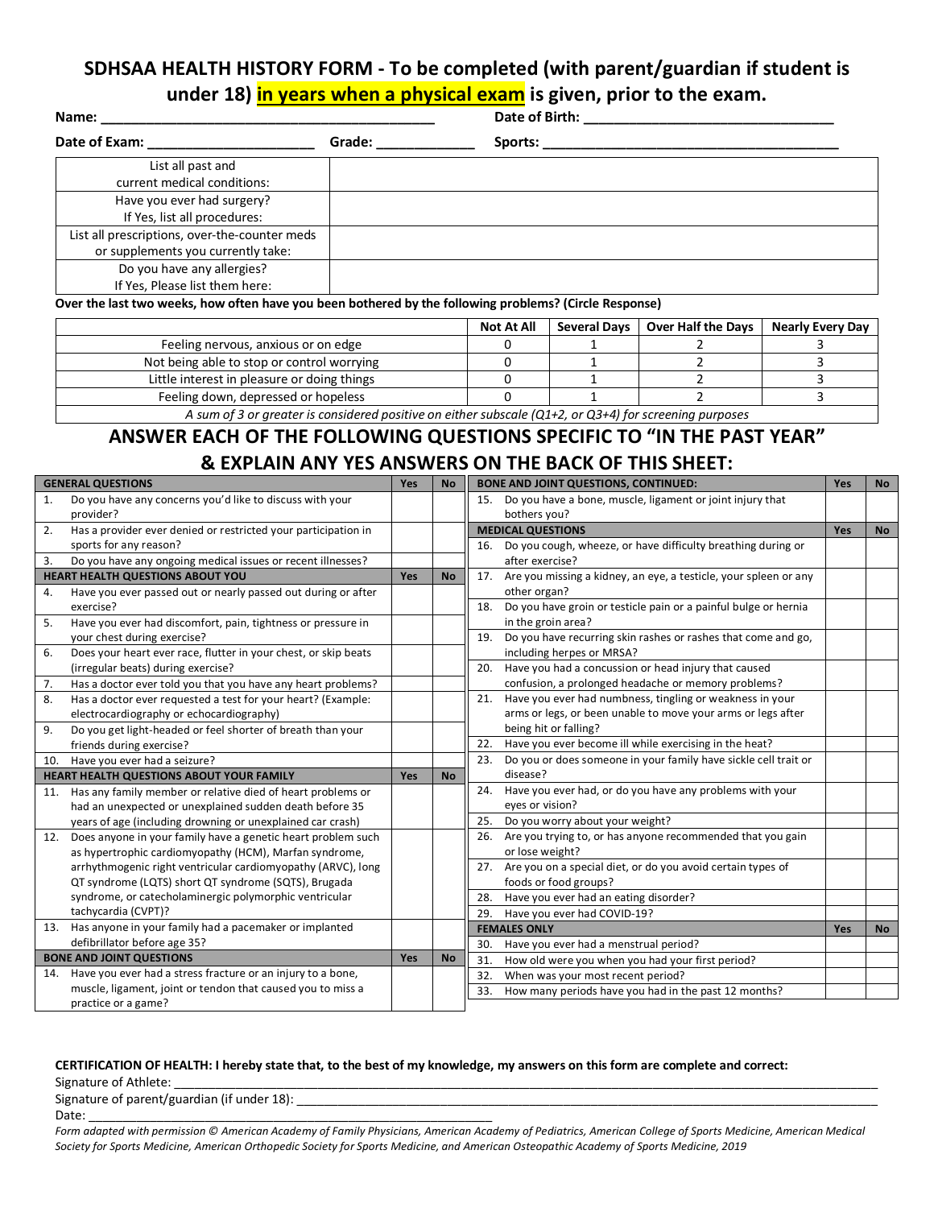# SDHSAA HEALTH HISTORY FORM - To be completed (with parent/guardian if student is under 18) in years when a physical exam is given, prior to the exam.

**Name:** ___________________________________________ **Date of Birth:** ________________________________

**Date of Exam:** ______________________ **Grade:** _____________ **Sports:** ________________________________________

| | |
|---|---|
| List all past and current medical conditions: | |
| Have you ever had surgery? If Yes, list all procedures: | |
| List all prescriptions, over-the-counter meds or supplements you currently take: | |
| Do you have any allergies? If Yes, Please list them here: | |

**Over the last two weeks, how often have you been bothered by the following problems? (Circle Response)**

| | Not At All | Several Days | Over Half the Days | Nearly Every Day |
|---|---|---|---|---|
| Feeling nervous, anxious or on edge | 0 | 1 | 2 | 3 |
| Not being able to stop or control worrying | 0 | 1 | 2 | 3 |
| Little interest in pleasure or doing things | 0 | 1 | 2 | 3 |
| Feeling down, depressed or hopeless | 0 | 1 | 2 | 3 |

*A sum of 3 or greater is considered positive on either subscale (Q1+2, or Q3+4) for screening purposes*

## ANSWER EACH OF THE FOLLOWING QUESTIONS SPECIFIC TO "IN THE PAST YEAR" & EXPLAIN ANY YES ANSWERS ON THE BACK OF THIS SHEET:

| GENERAL QUESTIONS | Yes | No |
|---|---|---|
| 1. Do you have any concerns you'd like to discuss with your provider? | | |
| 2. Has a provider ever denied or restricted your participation in sports for any reason? | | |
| 3. Do you have any ongoing medical issues or recent illnesses? | | |
| **HEART HEALTH QUESTIONS ABOUT YOU** | **Yes** | **No** |
| 4. Have you ever passed out or nearly passed out during or after exercise? | | |
| 5. Have you ever had discomfort, pain, tightness or pressure in your chest during exercise? | | |
| 6. Does your heart ever race, flutter in your chest, or skip beats (irregular beats) during exercise? | | |
| 7. Has a doctor ever told you that you have any heart problems? | | |
| 8. Has a doctor ever requested a test for your heart? (Example: electrocardiography or echocardiography) | | |
| 9. Do you get light-headed or feel shorter of breath than your friends during exercise? | | |
| 10. Have you ever had a seizure? | | |
| **HEART HEALTH QUESTIONS ABOUT YOUR FAMILY** | **Yes** | **No** |
| 11. Has any family member or relative died of heart problems or had an unexpected or unexplained sudden death before 35 years of age (including drowning or unexplained car crash) | | |
| 12. Does anyone in your family have a genetic heart problem such as hypertrophic cardiomyopathy (HCM), Marfan syndrome, arrhythmogenic right ventricular cardiomyopathy (ARVC), long QT syndrome (LQTS) short QT syndrome (SQTS), Brugada syndrome, or catecholaminergic polymorphic ventricular tachycardia (CVPT)? | | |
| 13. Has anyone in your family had a pacemaker or implanted defibrillator before age 35? | | |
| **BONE AND JOINT QUESTIONS** | **Yes** | **No** |
| 14. Have you ever had a stress fracture or an injury to a bone, muscle, ligament, joint or tendon that caused you to miss a practice or a game? | | |

| BONE AND JOINT QUESTIONS, CONTINUED: | Yes | No |
|---|---|---|
| 15. Do you have a bone, muscle, ligament or joint injury that bothers you? | | |
| **MEDICAL QUESTIONS** | **Yes** | **No** |
| 16. Do you cough, wheeze, or have difficulty breathing during or after exercise? | | |
| 17. Are you missing a kidney, an eye, a testicle, your spleen or any other organ? | | |
| 18. Do you have groin or testicle pain or a painful bulge or hernia in the groin area? | | |
| 19. Do you have recurring skin rashes or rashes that come and go, including herpes or MRSA? | | |
| 20. Have you had a concussion or head injury that caused confusion, a prolonged headache or memory problems? | | |
| 21. Have you ever had numbness, tingling or weakness in your arms or legs, or been unable to move your arms or legs after being hit or falling? | | |
| 22. Have you ever become ill while exercising in the heat? | | |
| 23. Do you or does someone in your family have sickle cell trait or disease? | | |
| 24. Have you ever had, or do you have any problems with your eyes or vision? | | |
| 25. Do you worry about your weight? | | |
| 26. Are you trying to, or has anyone recommended that you gain or lose weight? | | |
| 27. Are you on a special diet, or do you avoid certain types of foods or food groups? | | |
| 28. Have you ever had an eating disorder? | | |
| 29. Have you ever had COVID-19? | | |
| **FEMALES ONLY** | **Yes** | **No** |
| 30. Have you ever had a menstrual period? | | |
| 31. How old were you when you had your first period? | | |
| 32. When was your most recent period? | | |
| 33. How many periods have you had in the past 12 months? | | |

**CERTIFICATION OF HEALTH: I hereby state that, to the best of my knowledge, my answers on this form are complete and correct:**

Signature of Athlete: ________________________________________________________________

Signature of parent/guardian (if under 18): ____________________________________________

Date: ____________________________________________

*Form adapted with permission © American Academy of Family Physicians, American Academy of Pediatrics, American College of Sports Medicine, American Medical Society for Sports Medicine, American Orthopedic Society for Sports Medicine, and American Osteopathic Academy of Sports Medicine, 2019*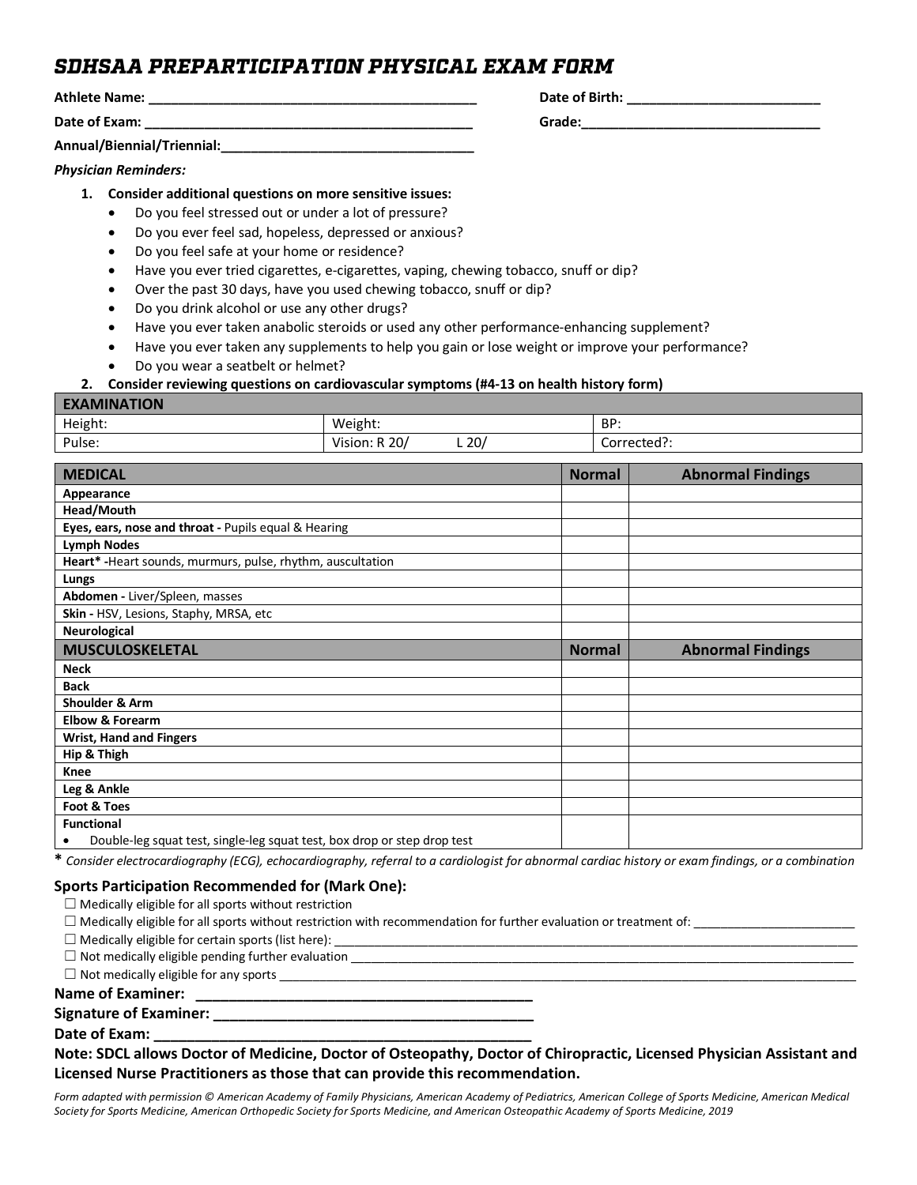# SDHSAA PREPARTICIPATION PHYSICAL EXAM FORM

**Athlete Name:** ________________________________________ **Date of Birth:** ________________________

**Date of Exam:** ________________________________________ **Grade:**______________________________

**Annual/Biennial/Triennial:**________________________________

*Physician Reminders:*

1. **Consider additional questions on more sensitive issues:**
   - Do you feel stressed out or under a lot of pressure?
   - Do you ever feel sad, hopeless, depressed or anxious?
   - Do you feel safe at your home or residence?
   - Have you ever tried cigarettes, e-cigarettes, vaping, chewing tobacco, snuff or dip?
   - Over the past 30 days, have you used chewing tobacco, snuff or dip?
   - Do you drink alcohol or use any other drugs?
   - Have you ever taken anabolic steroids or used any other performance-enhancing supplement?
   - Have you ever taken any supplements to help you gain or lose weight or improve your performance?
   - Do you wear a seatbelt or helmet?
2. **Consider reviewing questions on cardiovascular symptoms (#4-13 on health history form)**

| **EXAMINATION** | | |
|---|---|---|
| Height: | Weight: | BP: |
| Pulse: | Vision: R 20/ L 20/ | Corrected?: |

| **MEDICAL** | **Normal** | **Abnormal Findings** |
|---|---|---|
| **Appearance** | | |
| **Head/Mouth** | | |
| **Eyes, ears, nose and throat -** Pupils equal & Hearing | | |
| **Lymph Nodes** | | |
| **Heart* -**Heart sounds, murmurs, pulse, rhythm, auscultation | | |
| **Lungs** | | |
| **Abdomen -** Liver/Spleen, masses | | |
| **Skin -** HSV, Lesions, Staphy, MRSA, etc | | |
| **Neurological** | | |
| **MUSCULOSKELETAL** | **Normal** | **Abnormal Findings** |
| **Neck** | | |
| **Back** | | |
| **Shoulder & Arm** | | |
| **Elbow & Forearm** | | |
| **Wrist, Hand and Fingers** | | |
| **Hip & Thigh** | | |
| **Knee** | | |
| **Leg & Ankle** | | |
| **Foot & Toes** | | |
| **Functional** <br>• Double-leg squat test, single-leg squat test, box drop or step drop test | | |

* *Consider electrocardiography (ECG), echocardiography, referral to a cardiologist for abnormal cardiac history or exam findings, or a combination*

**Sports Participation Recommended for (Mark One):**

☐ Medically eligible for all sports without restriction

☐ Medically eligible for all sports without restriction with recommendation for further evaluation or treatment of: ______________________

☐ Medically eligible for certain sports (list here): ________________________________________________________________

☐ Not medically eligible pending further evaluation ________________________________________________________________

☐ Not medically eligible for any sports ______________________________________________________________________

**Name of Examiner:** ________________________________________

**Signature of Examiner:** ________________________________________

**Date of Exam:** ____________________________________________

**Note: SDCL allows Doctor of Medicine, Doctor of Osteopathy, Doctor of Chiropractic, Licensed Physician Assistant and Licensed Nurse Practitioners as those that can provide this recommendation.**

*Form adapted with permission © American Academy of Family Physicians, American Academy of Pediatrics, American College of Sports Medicine, American Medical Society for Sports Medicine, American Orthopedic Society for Sports Medicine, and American Osteopathic Academy of Sports Medicine, 2019*